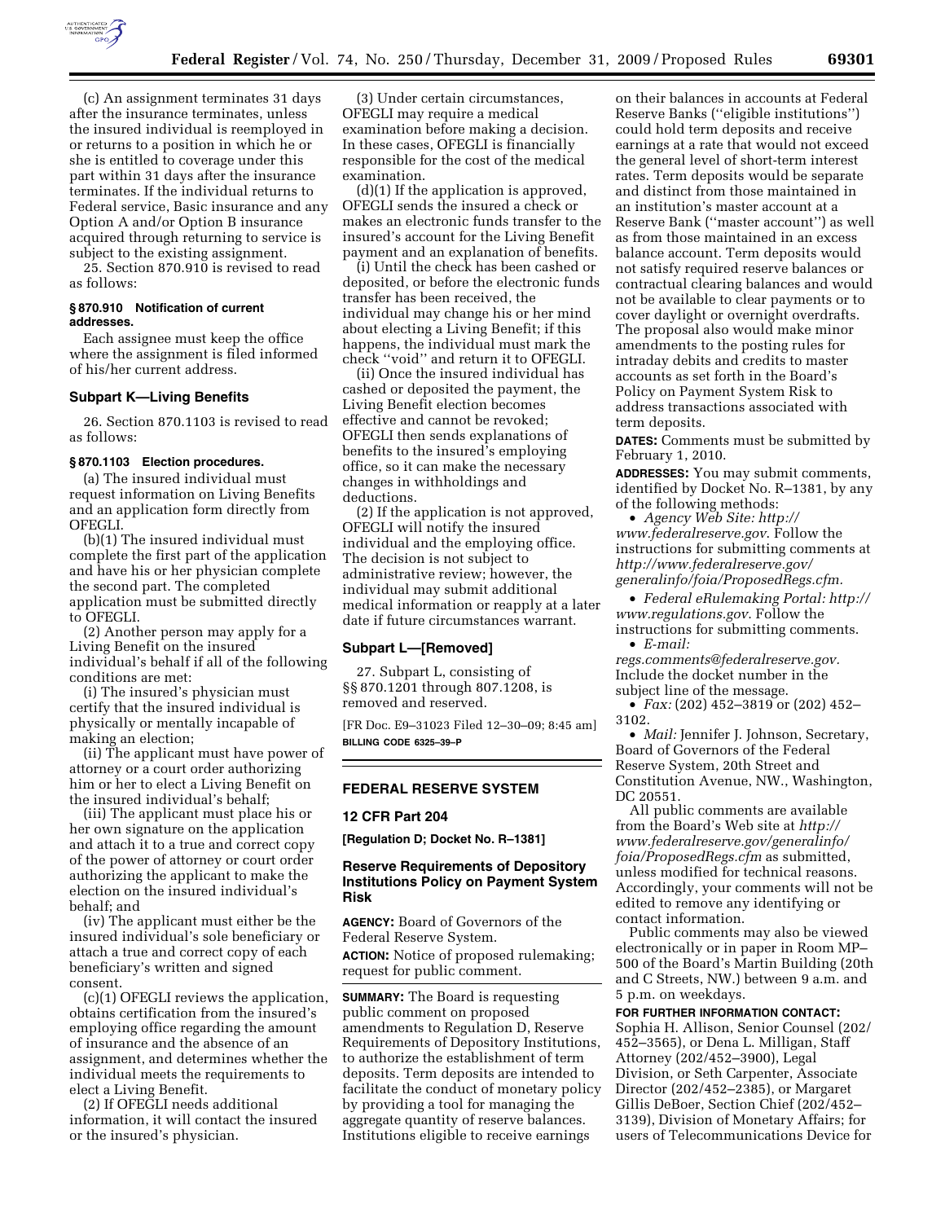(c) An assignment terminates 31 days after the insurance terminates, unless the insured individual is reemployed in or returns to a position in which he or she is entitled to coverage under this part within 31 days after the insurance terminates. If the individual returns to Federal service, Basic insurance and any Option A and/or Option B insurance acquired through returning to service is subject to the existing assignment.

25. Section 870.910 is revised to read as follows:

#### § 870.910 Notification of current addresses.

Each assignee must keep the office where the assignment is filed informed of his/her current address.

### Subpart K—Living Benefits

26. Section 870.1103 is revised to read as follows:

#### § 870.1103 Election procedures.

(a) The insured individual must request information on Living Benefits and an application form directly from OFEGLI.

(b)(1) The insured individual must complete the first part of the application and have his or her physician complete the second part. The completed application must be submitted directly to OFEGLI.

(2) Another person may apply for a Living Benefit on the insured individual's behalf if all of the following conditions are met:

(i) The insured's physician must certify that the insured individual is physically or mentally incapable of making an election;

(ii) The applicant must have power of attorney or a court order authorizing him or her to elect a Living Benefit on the insured individual's behalf;

(iii) The applicant must place his or her own signature on the application and attach it to a true and correct copy of the power of attorney or court order authorizing the applicant to make the election on the insured individual's behalf; and

(iv) The applicant must either be the insured individual's sole beneficiary or attach a true and correct copy of each beneficiary's written and signed consent.

(c)(1) OFEGLI reviews the application, obtains certification from the insured's employing office regarding the amount of insurance and the absence of an assignment, and determines whether the individual meets the requirements to elect a Living Benefit.

(2) If OFEGLI needs additional information, it will contact the insured or the insured's physician.

(3) Under certain circumstances, OFEGLI may require a medical examination before making a decision. In these cases, OFEGLI is financially responsible for the cost of the medical examination.

(d)(1) If the application is approved, OFEGLI sends the insured a check or makes an electronic funds transfer to the insured's account for the Living Benefit payment and an explanation of benefits.

(i) Until the check has been cashed or deposited, or before the electronic funds transfer has been received, the individual may change his or her mind about electing a Living Benefit; if this happens, the individual must mark the check "void" and return it to OFEGLI.

(ii) Once the insured individual has cashed or deposited the payment, the Living Benefit election becomes effective and cannot be revoked; OFEGLI then sends explanations of benefits to the insured's employing office, so it can make the necessary changes in withholdings and deductions.

(2) If the application is not approved, OFEGLI will notify the insured individual and the employing office. The decision is not subject to administrative review; however, the individual may submit additional medical information or reapply at a later date if future circumstances warrant.

### Subpart L—[Removed]

27. Subpart L, consisting of §§ 870.1201 through 807.1208, is removed and reserved.

[FR Doc. E9–31023 Filed 12–30–09; 8:45 am]

**BILLING CODE 6325–39–P**

---

## FEDERAL RESERVE SYSTEM

### 12 CFR Part 204

**[Regulation D; Docket No. R–1381]**

### Reserve Requirements of Depository Institutions Policy on Payment System Risk

**AGENCY:** Board of Governors of the Federal Reserve System.

**ACTION:** Notice of proposed rulemaking; request for public comment.

**SUMMARY:** The Board is requesting public comment on proposed amendments to Regulation D, Reserve Requirements of Depository Institutions, to authorize the establishment of term deposits. Term deposits are intended to facilitate the conduct of monetary policy by providing a tool for managing the aggregate quantity of reserve balances. Institutions eligible to receive earnings on their balances in accounts at Federal Reserve Banks ("eligible institutions") could hold term deposits and receive earnings at a rate that would not exceed the general level of short-term interest rates. Term deposits would be separate and distinct from those maintained in an institution's master account at a Reserve Bank ("master account") as well as from those maintained in an excess balance account. Term deposits would not satisfy required reserve balances or contractual clearing balances and would not be available to clear payments or to cover daylight or overnight overdrafts. The proposal also would make minor amendments to the posting rules for intraday debits and credits to master accounts as set forth in the Board's Policy on Payment System Risk to address transactions associated with term deposits.

**DATES:** Comments must be submitted by February 1, 2010.

**ADDRESSES:** You may submit comments, identified by Docket No. R–1381, by any of the following methods:

- *Agency Web Site: http://www.federalreserve.gov*. Follow the instructions for submitting comments at *http://www.federalreserve.gov/generalinfo/foia/ProposedRegs.cfm.*
- *Federal eRulemaking Portal: http://www.regulations.gov*. Follow the instructions for submitting comments.
- *E-mail: regs.comments@federalreserve.gov.* Include the docket number in the subject line of the message.
- *Fax:* (202) 452–3819 or (202) 452–3102.
- *Mail:* Jennifer J. Johnson, Secretary, Board of Governors of the Federal Reserve System, 20th Street and Constitution Avenue, NW., Washington, DC 20551.

All public comments are available from the Board's Web site at *http://www.federalreserve.gov/generalinfo/foia/ProposedRegs.cfm* as submitted, unless modified for technical reasons. Accordingly, your comments will not be edited to remove any identifying or contact information.

Public comments may also be viewed electronically or in paper in Room MP–500 of the Board's Martin Building (20th and C Streets, NW.) between 9 a.m. and 5 p.m. on weekdays.

**FOR FURTHER INFORMATION CONTACT:** Sophia H. Allison, Senior Counsel (202/452–3565), or Dena L. Milligan, Staff Attorney (202/452–3900), Legal Division, or Seth Carpenter, Associate Director (202/452–2385), or Margaret Gillis DeBoer, Section Chief (202/452–3139), Division of Monetary Affairs; for users of Telecommunications Device for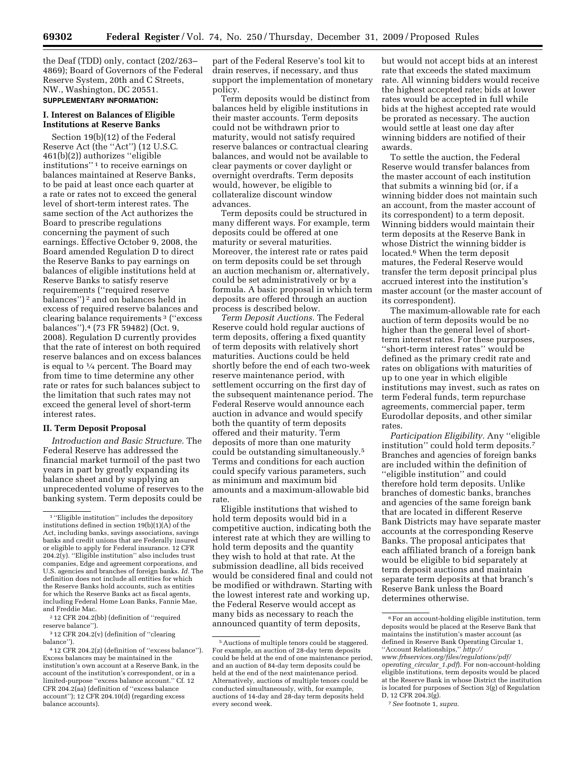the Deaf (TDD) only, contact (202/263–4869); Board of Governors of the Federal Reserve System, 20th and C Streets, NW., Washington, DC 20551.

**SUPPLEMENTARY INFORMATION:**

### I. Interest on Balances of Eligible Institutions at Reserve Banks

Section 19(b)(12) of the Federal Reserve Act (the ''Act'') (12 U.S.C. 461(b)(2)) authorizes ''eligible institutions'' [1] to receive earnings on balances maintained at Reserve Banks, to be paid at least once each quarter at a rate or rates not to exceed the general level of short-term interest rates. The same section of the Act authorizes the Board to prescribe regulations concerning the payment of such earnings. Effective October 9, 2008, the Board amended Regulation D to direct the Reserve Banks to pay earnings on balances of eligible institutions held at Reserve Banks to satisfy reserve requirements (''required reserve balances'') [2] and on balances held in excess of required reserve balances and clearing balance requirements [3] (''excess balances'').[4] (73 FR 59482) (Oct. 9, 2008). Regulation D currently provides that the rate of interest on both required reserve balances and on excess balances is equal to ¼ percent. The Board may from time to time determine any other rate or rates for such balances subject to the limitation that such rates may not exceed the general level of short-term interest rates.

### II. Term Deposit Proposal

*Introduction and Basic Structure.* The Federal Reserve has addressed the financial market turmoil of the past two years in part by greatly expanding its balance sheet and by supplying an unprecedented volume of reserves to the banking system. Term deposits could be part of the Federal Reserve's tool kit to drain reserves, if necessary, and thus support the implementation of monetary policy.

Term deposits would be distinct from balances held by eligible institutions in their master accounts. Term deposits could not be withdrawn prior to maturity, would not satisfy required reserve balances or contractual clearing balances, and would not be available to clear payments or cover daylight or overnight overdrafts. Term deposits would, however, be eligible to collateralize discount window advances.

Term deposits could be structured in many different ways. For example, term deposits could be offered at one maturity or several maturities. Moreover, the interest rate or rates paid on term deposits could be set through an auction mechanism or, alternatively, could be set administratively or by a formula. A basic proposal in which term deposits are offered through an auction process is described below.

*Term Deposit Auctions.* The Federal Reserve could hold regular auctions of term deposits, offering a fixed quantity of term deposits with relatively short maturities. Auctions could be held shortly before the end of each two-week reserve maintenance period, with settlement occurring on the first day of the subsequent maintenance period. The Federal Reserve would announce each auction in advance and would specify both the quantity of term deposits offered and their maturity. Term deposits of more than one maturity could be outstanding simultaneously.[5] Terms and conditions for each auction could specify various parameters, such as minimum and maximum bid amounts and a maximum-allowable bid rate.

Eligible institutions that wished to hold term deposits would bid in a competitive auction, indicating both the interest rate at which they are willing to hold term deposits and the quantity they wish to hold at that rate. At the submission deadline, all bids received would be considered final and could not be modified or withdrawn. Starting with the lowest interest rate and working up, the Federal Reserve would accept as many bids as necessary to reach the announced quantity of term deposits, but would not accept bids at an interest rate that exceeds the stated maximum rate. All winning bidders would receive the highest accepted rate; bids at lower rates would be accepted in full while bids at the highest accepted rate would be prorated as necessary. The auction would settle at least one day after winning bidders are notified of their awards.

To settle the auction, the Federal Reserve would transfer balances from the master account of each institution that submits a winning bid (or, if a winning bidder does not maintain such an account, from the master account of its correspondent) to a term deposit. Winning bidders would maintain their term deposits at the Reserve Bank in whose District the winning bidder is located.[6] When the term deposit matures, the Federal Reserve would transfer the term deposit principal plus accrued interest into the institution's master account (or the master account of its correspondent).

The maximum-allowable rate for each auction of term deposits would be no higher than the general level of short-term interest rates. For these purposes, ''short-term interest rates'' would be defined as the primary credit rate and rates on obligations with maturities of up to one year in which eligible institutions may invest, such as rates on term Federal funds, term repurchase agreements, commercial paper, term Eurodollar deposits, and other similar rates.

*Participation Eligibility.* Any ''eligible institution'' could hold term deposits.[7] Branches and agencies of foreign banks are included within the definition of ''eligible institution'' and could therefore hold term deposits. Unlike branches of domestic banks, branches and agencies of the same foreign bank that are located in different Reserve Bank Districts may have separate master accounts at the corresponding Reserve Banks. The proposal anticipates that each affiliated branch of a foreign bank would be eligible to bid separately at term deposit auctions and maintain separate term deposits at that branch's Reserve Bank unless the Board determines otherwise.

---

[1] ''Eligible institution'' includes the depository institutions defined in section 19(b)(1)(A) of the Act, including banks, savings associations, savings banks and credit unions that are Federally insured or eligible to apply for Federal insurance. 12 CFR 204.2(y). ''Eligible institution'' also includes trust companies, Edge and agreement corporations, and U.S. agencies and branches of foreign banks. *Id.* The definition does not include all entities for which the Reserve Banks hold accounts, such as entities for which the Reserve Banks act as fiscal agents, including Federal Home Loan Banks, Fannie Mae, and Freddie Mac.

[2] 12 CFR 204.2(bb) (definition of ''required reserve balance'').

[3] 12 CFR 204.2(v) (definition of ''clearing balance'').

[4] 12 CFR 204.2(z) (definition of ''excess balance''). Excess balances may be maintained in the institution's own account at a Reserve Bank, in the account of the institution's correspondent, or in a limited-purpose ''excess balance account.'' Cf. 12 CFR 204.2(aa) (definition of ''excess balance account''); 12 CFR 204.10(d) (regarding excess balance accounts).

[5] Auctions of multiple tenors could be staggered. For example, an auction of 28-day term deposits could be held at the end of one maintenance period, and an auction of 84-day term deposits could be held at the end of the next maintenance period. Alternatively, auctions of multiple tenors could be conducted simultaneously, with, for example, auctions of 14-day and 28-day term deposits held every second week.

[6] For an account-holding eligible institution, term deposits would be placed at the Reserve Bank that maintains the institution's master account (as defined in Reserve Bank Operating Circular 1, ''Account Relationships,'' *http://www.frbservices.org/files/regulations/pdf/operating_circular_1.pdf*). For non-account-holding eligible institutions, term deposits would be placed at the Reserve Bank in whose District the institution is located for purposes of Section 3(g) of Regulation D, 12 CFR 204.3(g).

[7] *See* footnote 1, *supra.*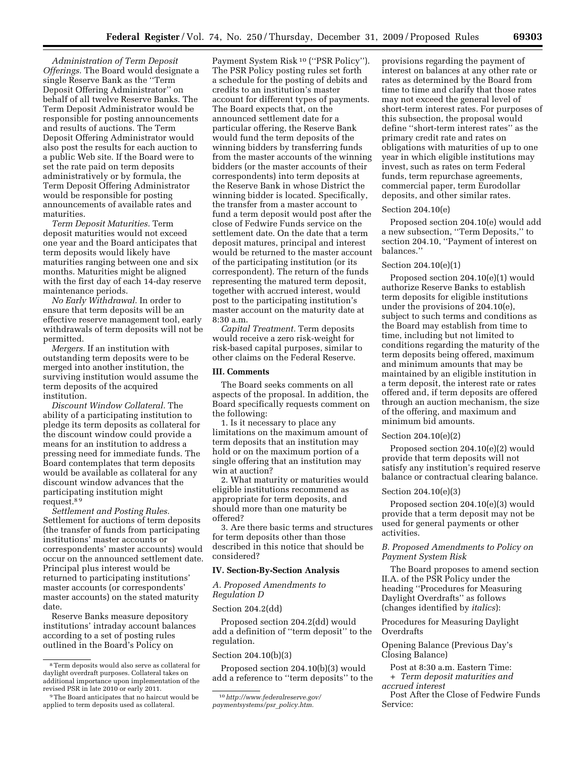*Administration of Term Deposit Offerings.* The Board would designate a single Reserve Bank as the ''Term Deposit Offering Administrator'' on behalf of all twelve Reserve Banks. The Term Deposit Administrator would be responsible for posting announcements and results of auctions. The Term Deposit Offering Administrator would also post the results for each auction to a public Web site. If the Board were to set the rate paid on term deposits administratively or by formula, the Term Deposit Offering Administrator would be responsible for posting announcements of available rates and maturities.

*Term Deposit Maturities.* Term deposit maturities would not exceed one year and the Board anticipates that term deposits would likely have maturities ranging between one and six months. Maturities might be aligned with the first day of each 14-day reserve maintenance periods.

*No Early Withdrawal.* In order to ensure that term deposits will be an effective reserve management tool, early withdrawals of term deposits will not be permitted.

*Mergers.* If an institution with outstanding term deposits were to be merged into another institution, the surviving institution would assume the term deposits of the acquired institution.

*Discount Window Collateral.* The ability of a participating institution to pledge its term deposits as collateral for the discount window could provide a means for an institution to address a pressing need for immediate funds. The Board contemplates that term deposits would be available as collateral for any discount window advances that the participating institution might request.[8] [9]

*Settlement and Posting Rules.* Settlement for auctions of term deposits (the transfer of funds from participating institutions' master accounts or correspondents' master accounts) would occur on the announced settlement date. Principal plus interest would be returned to participating institutions' master accounts (or correspondents' master accounts) on the stated maturity date.

Reserve Banks measure depository institutions' intraday account balances according to a set of posting rules outlined in the Board's Policy on Payment System Risk[10] (''PSR Policy''). The PSR Policy posting rules set forth a schedule for the posting of debits and credits to an institution's master account for different types of payments. The Board expects that, on the announced settlement date for a particular offering, the Reserve Bank would fund the term deposits of the winning bidders by transferring funds from the master accounts of the winning bidders (or the master accounts of their correspondents) into term deposits at the Reserve Bank in whose District the winning bidder is located. Specifically, the transfer from a master account to fund a term deposit would post after the close of Fedwire Funds service on the settlement date. On the date that a term deposit matures, principal and interest would be returned to the master account of the participating institution (or its correspondent). The return of the funds representing the matured term deposit, together with accrued interest, would post to the participating institution's master account on the maturity date at 8:30 a.m.

*Capital Treatment.* Term deposits would receive a zero risk-weight for risk-based capital purposes, similar to other claims on the Federal Reserve.

## III. Comments

The Board seeks comments on all aspects of the proposal. In addition, the Board specifically requests comment on the following:

1. Is it necessary to place any limitations on the maximum amount of term deposits that an institution may hold or on the maximum portion of a single offering that an institution may win at auction?

2. What maturity or maturities would eligible institutions recommend as appropriate for term deposits, and should more than one maturity be offered?

3. Are there basic terms and structures for term deposits other than those described in this notice that should be considered?

## IV. Section-By-Section Analysis

### *A. Proposed Amendments to Regulation D*

Section 204.2(dd)

Proposed section 204.2(dd) would add a definition of ''term deposit'' to the regulation.

Section 204.10(b)(3)

Proposed section 204.10(b)(3) would add a reference to ''term deposits'' to the provisions regarding the payment of interest on balances at any other rate or rates as determined by the Board from time to time and clarify that those rates may not exceed the general level of short-term interest rates. For purposes of this subsection, the proposal would define ''short-term interest rates'' as the primary credit rate and rates on obligations with maturities of up to one year in which eligible institutions may invest, such as rates on term Federal funds, term repurchase agreements, commercial paper, term Eurodollar deposits, and other similar rates.

Section 204.10(e)

Proposed section 204.10(e) would add a new subsection, ''Term Deposits,'' to section 204.10, ''Payment of interest on balances.''

Section 204.10(e)(1)

Proposed section 204.10(e)(1) would authorize Reserve Banks to establish term deposits for eligible institutions under the provisions of 204.10(e), subject to such terms and conditions as the Board may establish from time to time, including but not limited to conditions regarding the maturity of the term deposits being offered, maximum and minimum amounts that may be maintained by an eligible institution in a term deposit, the interest rate or rates offered and, if term deposits are offered through an auction mechanism, the size of the offering, and maximum and minimum bid amounts.

Section 204.10(e)(2)

Proposed section 204.10(e)(2) would provide that term deposits will not satisfy any institution's required reserve balance or contractual clearing balance.

Section 204.10(e)(3)

Proposed section 204.10(e)(3) would provide that a term deposit may not be used for general payments or other activities.

### *B. Proposed Amendments to Policy on Payment System Risk*

The Board proposes to amend section II.A. of the PSR Policy under the heading ''Procedures for Measuring Daylight Overdrafts'' as follows (changes identified by *italics*):

Procedures for Measuring Daylight Overdrafts

Opening Balance (Previous Day's Closing Balance)

Post at 8:30 a.m. Eastern Time:

+ *Term deposit maturities and accrued interest*

Post After the Close of Fedwire Funds Service:

---

[8] Term deposits would also serve as collateral for daylight overdraft purposes. Collateral takes on additional importance upon implementation of the revised PSR in late 2010 or early 2011.

[9] The Board anticipates that no haircut would be applied to term deposits used as collateral.

[10] *http://www.federalreserve.gov/paymentsystems/psr_policy.htm.*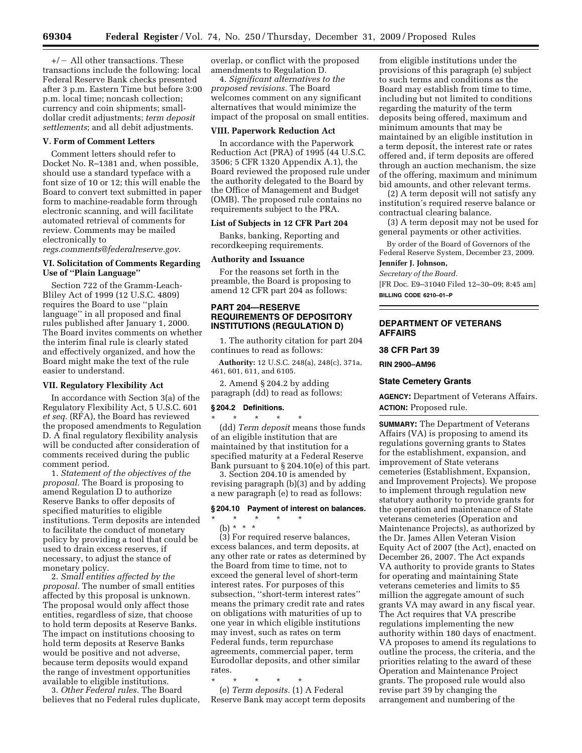+/− All other transactions. These transactions include the following: local Federal Reserve Bank checks presented after 3 p.m. Eastern Time but before 3:00 p.m. local time; noncash collection; currency and coin shipments; small-dollar credit adjustments; *term deposit settlements*; and all debit adjustments.

### V. Form of Comment Letters

Comment letters should refer to Docket No. R–1381 and, when possible, should use a standard typeface with a font size of 10 or 12; this will enable the Board to convert text submitted in paper form to machine-readable form through electronic scanning, and will facilitate automated retrieval of comments for review. Comments may be mailed electronically to *regs.comments@federalreserve.gov*.

### VI. Solicitation of Comments Regarding Use of ''Plain Language''

Section 722 of the Gramm-Leach-Bliley Act of 1999 (12 U.S.C. 4809) requires the Board to use ''plain language'' in all proposed and final rules published after January 1, 2000. The Board invites comments on whether the interim final rule is clearly stated and effectively organized, and how the Board might make the text of the rule easier to understand.

### VII. Regulatory Flexibility Act

In accordance with Section 3(a) of the Regulatory Flexibility Act, 5 U.S.C. 601 *et seq.* (RFA), the Board has reviewed the proposed amendments to Regulation D. A final regulatory flexibility analysis will be conducted after consideration of comments received during the public comment period.

1. *Statement of the objectives of the proposal.* The Board is proposing to amend Regulation D to authorize Reserve Banks to offer deposits of specified maturities to eligible institutions. Term deposits are intended to facilitate the conduct of monetary policy by providing a tool that could be used to drain excess reserves, if necessary, to adjust the stance of monetary policy.

2. *Small entities affected by the proposal.* The number of small entities affected by this proposal is unknown. The proposal would only affect those entities, regardless of size, that choose to hold term deposits at Reserve Banks. The impact on institutions choosing to hold term deposits at Reserve Banks would be positive and not adverse, because term deposits would expand the range of investment opportunities available to eligible institutions.

3. *Other Federal rules.* The Board believes that no Federal rules duplicate, overlap, or conflict with the proposed amendments to Regulation D.

4. *Significant alternatives to the proposed revisions.* The Board welcomes comment on any significant alternatives that would minimize the impact of the proposal on small entities.

### VIII. Paperwork Reduction Act

In accordance with the Paperwork Reduction Act (PRA) of 1995 (44 U.S.C. 3506; 5 CFR 1320 Appendix A.1), the Board reviewed the proposed rule under the authority delegated to the Board by the Office of Management and Budget (OMB). The proposed rule contains no requirements subject to the PRA.

### List of Subjects in 12 CFR Part 204

Banks, banking, Reporting and recordkeeping requirements.

### Authority and Issuance

For the reasons set forth in the preamble, the Board is proposing to amend 12 CFR part 204 as follows:

## PART 204—RESERVE REQUIREMENTS OF DEPOSITORY INSTITUTIONS (REGULATION D)

1. The authority citation for part 204 continues to read as follows:

**Authority:** 12 U.S.C. 248(a), 248(c), 371a, 461, 601, 611, and 6105.

2. Amend § 204.2 by adding paragraph (dd) to read as follows:

### § 204.2 Definitions.

\* \* \* \* \*

(dd) *Term deposit* means those funds of an eligible institution that are maintained by that institution for a specified maturity at a Federal Reserve Bank pursuant to § 204.10(e) of this part.

3. Section 204.10 is amended by revising paragraph (b)(3) and by adding a new paragraph (e) to read as follows:

### § 204.10 Payment of interest on balances.

\* \* \* \* \*

(b) \* \* \*

(3) For required reserve balances, excess balances, and term deposits, at any other rate or rates as determined by the Board from time to time, not to exceed the general level of short-term interest rates. For purposes of this subsection, ''short-term interest rates'' means the primary credit rate and rates on obligations with maturities of up to one year in which eligible institutions may invest, such as rates on term Federal funds, term repurchase agreements, commercial paper, term Eurodollar deposits, and other similar rates.

\* \* \* \* \*

(e) *Term deposits.* (1) A Federal Reserve Bank may accept term deposits from eligible institutions under the provisions of this paragraph (e) subject to such terms and conditions as the Board may establish from time to time, including but not limited to conditions regarding the maturity of the term deposits being offered, maximum and minimum amounts that may be maintained by an eligible institution in a term deposit, the interest rate or rates offered and, if term deposits are offered through an auction mechanism, the size of the offering, maximum and minimum bid amounts, and other relevant terms.

(2) A term deposit will not satisfy any institution's required reserve balance or contractual clearing balance.

(3) A term deposit may not be used for general payments or other activities.

By order of the Board of Governors of the Federal Reserve System, December 23, 2009.

**Jennifer J. Johnson,**

*Secretary of the Board.*

[FR Doc. E9–31040 Filed 12–30–09; 8:45 am]

**BILLING CODE 6210–01–P**

---

## DEPARTMENT OF VETERANS AFFAIRS

### 38 CFR Part 39

**RIN 2900–AM96**

### State Cemetery Grants

**AGENCY:** Department of Veterans Affairs.

**ACTION:** Proposed rule.

**SUMMARY:** The Department of Veterans Affairs (VA) is proposing to amend its regulations governing grants to States for the establishment, expansion, and improvement of State veterans cemeteries (Establishment, Expansion, and Improvement Projects). We propose to implement through regulation new statutory authority to provide grants for the operation and maintenance of State veterans cemeteries (Operation and Maintenance Projects), as authorized by the Dr. James Allen Veteran Vision Equity Act of 2007 (the Act), enacted on December 26, 2007. The Act expands VA authority to provide grants to States for operating and maintaining State veterans cemeteries and limits to $5 million the aggregate amount of such grants VA may award in any fiscal year. The Act requires that VA prescribe regulations implementing the new authority within 180 days of enactment. VA proposes to amend its regulations to outline the process, the criteria, and the priorities relating to the award of these Operation and Maintenance Project grants. The proposed rule would also revise part 39 by changing the arrangement and numbering of the